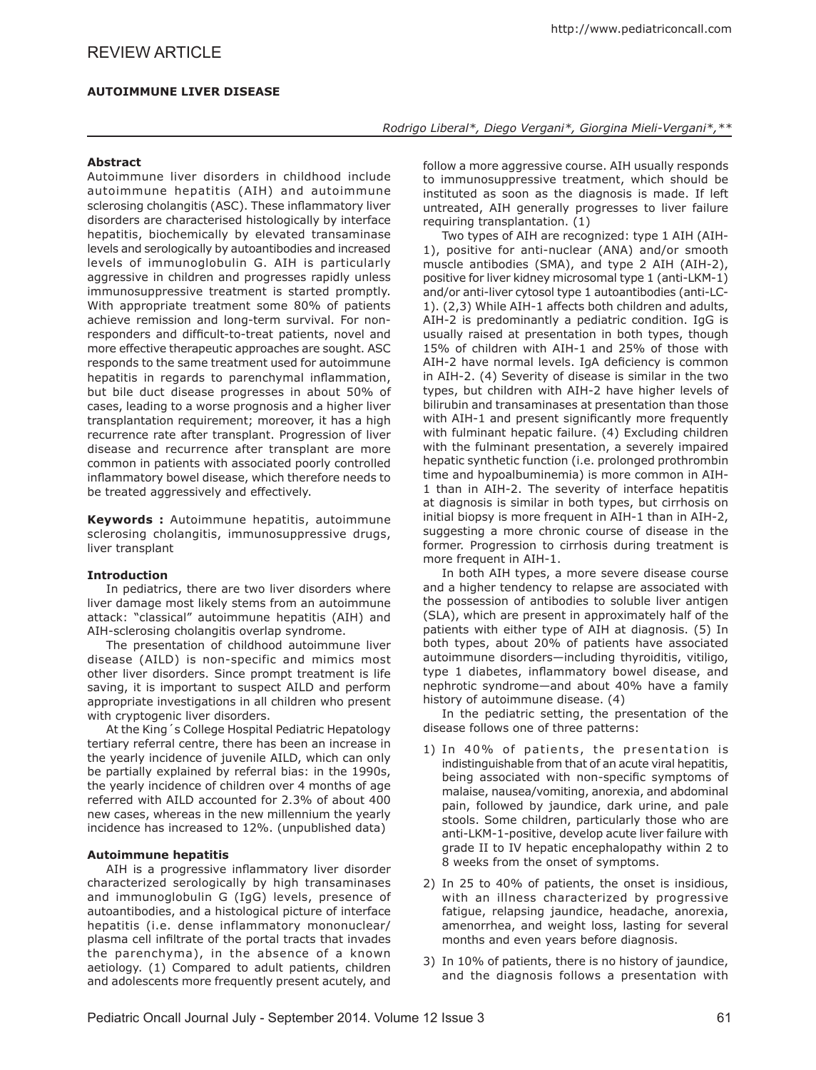REVIEW ARTICLE

# AUTOIMMUNE LIVER DISEASE

*Rodrigo Liberal\*, Diego Vergani\*, Giorgina Mieli-Vergani\*,\*\**

## Abstract

Autoimmune liver disorders in childhood include autoimmune hepatitis (AIH) and autoimmune sclerosing cholangitis (ASC). These inflammatory liver disorders are characterised histologically by interface hepatitis, biochemically by elevated transaminase levels and serologically by autoantibodies and increased levels of immunoglobulin G. AIH is particularly aggressive in children and progresses rapidly unless immunosuppressive treatment is started promptly. With appropriate treatment some 80% of patients achieve remission and long-term survival. For non-responders and difficult-to-treat patients, novel and more effective therapeutic approaches are sought. ASC responds to the same treatment used for autoimmune hepatitis in regards to parenchymal inflammation, but bile duct disease progresses in about 50% of cases, leading to a worse prognosis and a higher liver transplantation requirement; moreover, it has a high recurrence rate after transplant. Progression of liver disease and recurrence after transplant are more common in patients with associated poorly controlled inflammatory bowel disease, which therefore needs to be treated aggressively and effectively.

**Keywords :** Autoimmune hepatitis, autoimmune sclerosing cholangitis, immunosuppressive drugs, liver transplant

## Introduction

In pediatrics, there are two liver disorders where liver damage most likely stems from an autoimmune attack: "classical" autoimmune hepatitis (AIH) and AIH-sclerosing cholangitis overlap syndrome.

The presentation of childhood autoimmune liver disease (AILD) is non-specific and mimics most other liver disorders. Since prompt treatment is life saving, it is important to suspect AILD and perform appropriate investigations in all children who present with cryptogenic liver disorders.

At the King´s College Hospital Pediatric Hepatology tertiary referral centre, there has been an increase in the yearly incidence of juvenile AILD, which can only be partially explained by referral bias: in the 1990s, the yearly incidence of children over 4 months of age referred with AILD accounted for 2.3% of about 400 new cases, whereas in the new millennium the yearly incidence has increased to 12%. (unpublished data)

## Autoimmune hepatitis

AIH is a progressive inflammatory liver disorder characterized serologically by high transaminases and immunoglobulin G (IgG) levels, presence of autoantibodies, and a histological picture of interface hepatitis (i.e. dense inflammatory mononuclear/plasma cell infiltrate of the portal tracts that invades the parenchyma), in the absence of a known aetiology. (1) Compared to adult patients, children and adolescents more frequently present acutely, and follow a more aggressive course. AIH usually responds to immunosuppressive treatment, which should be instituted as soon as the diagnosis is made. If left untreated, AIH generally progresses to liver failure requiring transplantation. (1)

Two types of AIH are recognized: type 1 AIH (AIH-1), positive for anti-nuclear (ANA) and/or smooth muscle antibodies (SMA), and type 2 AIH (AIH-2), positive for liver kidney microsomal type 1 (anti-LKM-1) and/or anti-liver cytosol type 1 autoantibodies (anti-LC-1). (2,3) While AIH-1 affects both children and adults, AIH-2 is predominantly a pediatric condition. IgG is usually raised at presentation in both types, though 15% of children with AIH-1 and 25% of those with AIH-2 have normal levels. IgA deficiency is common in AIH-2. (4) Severity of disease is similar in the two types, but children with AIH-2 have higher levels of bilirubin and transaminases at presentation than those with AIH-1 and present significantly more frequently with fulminant hepatic failure. (4) Excluding children with the fulminant presentation, a severely impaired hepatic synthetic function (i.e. prolonged prothrombin time and hypoalbuminemia) is more common in AIH-1 than in AIH-2. The severity of interface hepatitis at diagnosis is similar in both types, but cirrhosis on initial biopsy is more frequent in AIH-1 than in AIH-2, suggesting a more chronic course of disease in the former. Progression to cirrhosis during treatment is more frequent in AIH-1.

In both AIH types, a more severe disease course and a higher tendency to relapse are associated with the possession of antibodies to soluble liver antigen (SLA), which are present in approximately half of the patients with either type of AIH at diagnosis. (5) In both types, about 20% of patients have associated autoimmune disorders—including thyroiditis, vitiligo, type 1 diabetes, inflammatory bowel disease, and nephrotic syndrome—and about 40% have a family history of autoimmune disease. (4)

In the pediatric setting, the presentation of the disease follows one of three patterns:

1) In 40% of patients, the presentation is indistinguishable from that of an acute viral hepatitis, being associated with non-specific symptoms of malaise, nausea/vomiting, anorexia, and abdominal pain, followed by jaundice, dark urine, and pale stools. Some children, particularly those who are anti-LKM-1-positive, develop acute liver failure with grade II to IV hepatic encephalopathy within 2 to 8 weeks from the onset of symptoms.
2) In 25 to 40% of patients, the onset is insidious, with an illness characterized by progressive fatigue, relapsing jaundice, headache, anorexia, amenorrhea, and weight loss, lasting for several months and even years before diagnosis.
3) In 10% of patients, there is no history of jaundice, and the diagnosis follows a presentation with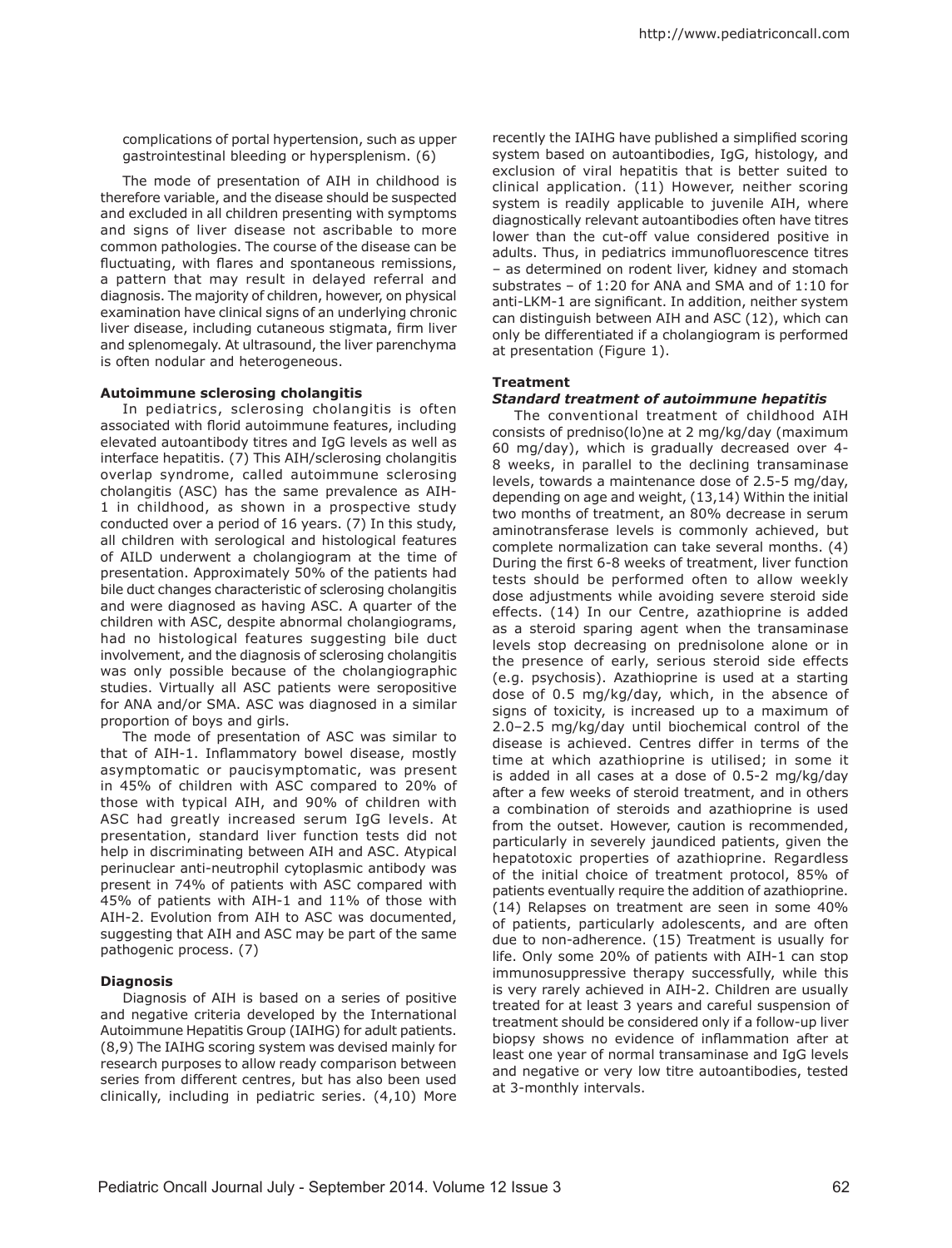complications of portal hypertension, such as upper gastrointestinal bleeding or hypersplenism. (6)

The mode of presentation of AIH in childhood is therefore variable, and the disease should be suspected and excluded in all children presenting with symptoms and signs of liver disease not ascribable to more common pathologies. The course of the disease can be fluctuating, with flares and spontaneous remissions, a pattern that may result in delayed referral and diagnosis. The majority of children, however, on physical examination have clinical signs of an underlying chronic liver disease, including cutaneous stigmata, firm liver and splenomegaly. At ultrasound, the liver parenchyma is often nodular and heterogeneous.

**Autoimmune sclerosing cholangitis**

In pediatrics, sclerosing cholangitis is often associated with florid autoimmune features, including elevated autoantibody titres and IgG levels as well as interface hepatitis. (7) This AIH/sclerosing cholangitis overlap syndrome, called autoimmune sclerosing cholangitis (ASC) has the same prevalence as AIH-1 in childhood, as shown in a prospective study conducted over a period of 16 years. (7) In this study, all children with serological and histological features of AILD underwent a cholangiogram at the time of presentation. Approximately 50% of the patients had bile duct changes characteristic of sclerosing cholangitis and were diagnosed as having ASC. A quarter of the children with ASC, despite abnormal cholangiograms, had no histological features suggesting bile duct involvement, and the diagnosis of sclerosing cholangitis was only possible because of the cholangiographic studies. Virtually all ASC patients were seropositive for ANA and/or SMA. ASC was diagnosed in a similar proportion of boys and girls.

The mode of presentation of ASC was similar to that of AIH-1. Inflammatory bowel disease, mostly asymptomatic or paucisymptomatic, was present in 45% of children with ASC compared to 20% of those with typical AIH, and 90% of children with ASC had greatly increased serum IgG levels. At presentation, standard liver function tests did not help in discriminating between AIH and ASC. Atypical perinuclear anti-neutrophil cytoplasmic antibody was present in 74% of patients with ASC compared with 45% of patients with AIH-1 and 11% of those with AIH-2. Evolution from AIH to ASC was documented, suggesting that AIH and ASC may be part of the same pathogenic process. (7)

**Diagnosis**

Diagnosis of AIH is based on a series of positive and negative criteria developed by the International Autoimmune Hepatitis Group (IAIHG) for adult patients. (8,9) The IAIHG scoring system was devised mainly for research purposes to allow ready comparison between series from different centres, but has also been used clinically, including in pediatric series. (4,10) More recently the IAIHG have published a simplified scoring system based on autoantibodies, IgG, histology, and exclusion of viral hepatitis that is better suited to clinical application. (11) However, neither scoring system is readily applicable to juvenile AIH, where diagnostically relevant autoantibodies often have titres lower than the cut-off value considered positive in adults. Thus, in pediatrics immunofluorescence titres – as determined on rodent liver, kidney and stomach substrates – of 1:20 for ANA and SMA and of 1:10 for anti-LKM-1 are significant. In addition, neither system can distinguish between AIH and ASC (12), which can only be differentiated if a cholangiogram is performed at presentation (Figure 1).

**Treatment**

***Standard treatment of autoimmune hepatitis***

The conventional treatment of childhood AIH consists of predniso(lo)ne at 2 mg/kg/day (maximum 60 mg/day), which is gradually decreased over 4-8 weeks, in parallel to the declining transaminase levels, towards a maintenance dose of 2.5-5 mg/day, depending on age and weight, (13,14) Within the initial two months of treatment, an 80% decrease in serum aminotransferase levels is commonly achieved, but complete normalization can take several months. (4) During the first 6-8 weeks of treatment, liver function tests should be performed often to allow weekly dose adjustments while avoiding severe steroid side effects. (14) In our Centre, azathioprine is added as a steroid sparing agent when the transaminase levels stop decreasing on prednisolone alone or in the presence of early, serious steroid side effects (e.g. psychosis). Azathioprine is used at a starting dose of 0.5 mg/kg/day, which, in the absence of signs of toxicity, is increased up to a maximum of 2.0–2.5 mg/kg/day until biochemical control of the disease is achieved. Centres differ in terms of the time at which azathioprine is utilised; in some it is added in all cases at a dose of 0.5-2 mg/kg/day after a few weeks of steroid treatment, and in others a combination of steroids and azathioprine is used from the outset. However, caution is recommended, particularly in severely jaundiced patients, given the hepatotoxic properties of azathioprine. Regardless of the initial choice of treatment protocol, 85% of patients eventually require the addition of azathioprine. (14) Relapses on treatment are seen in some 40% of patients, particularly adolescents, and are often due to non-adherence. (15) Treatment is usually for life. Only some 20% of patients with AIH-1 can stop immunosuppressive therapy successfully, while this is very rarely achieved in AIH-2. Children are usually treated for at least 3 years and careful suspension of treatment should be considered only if a follow-up liver biopsy shows no evidence of inflammation after at least one year of normal transaminase and IgG levels and negative or very low titre autoantibodies, tested at 3-monthly intervals.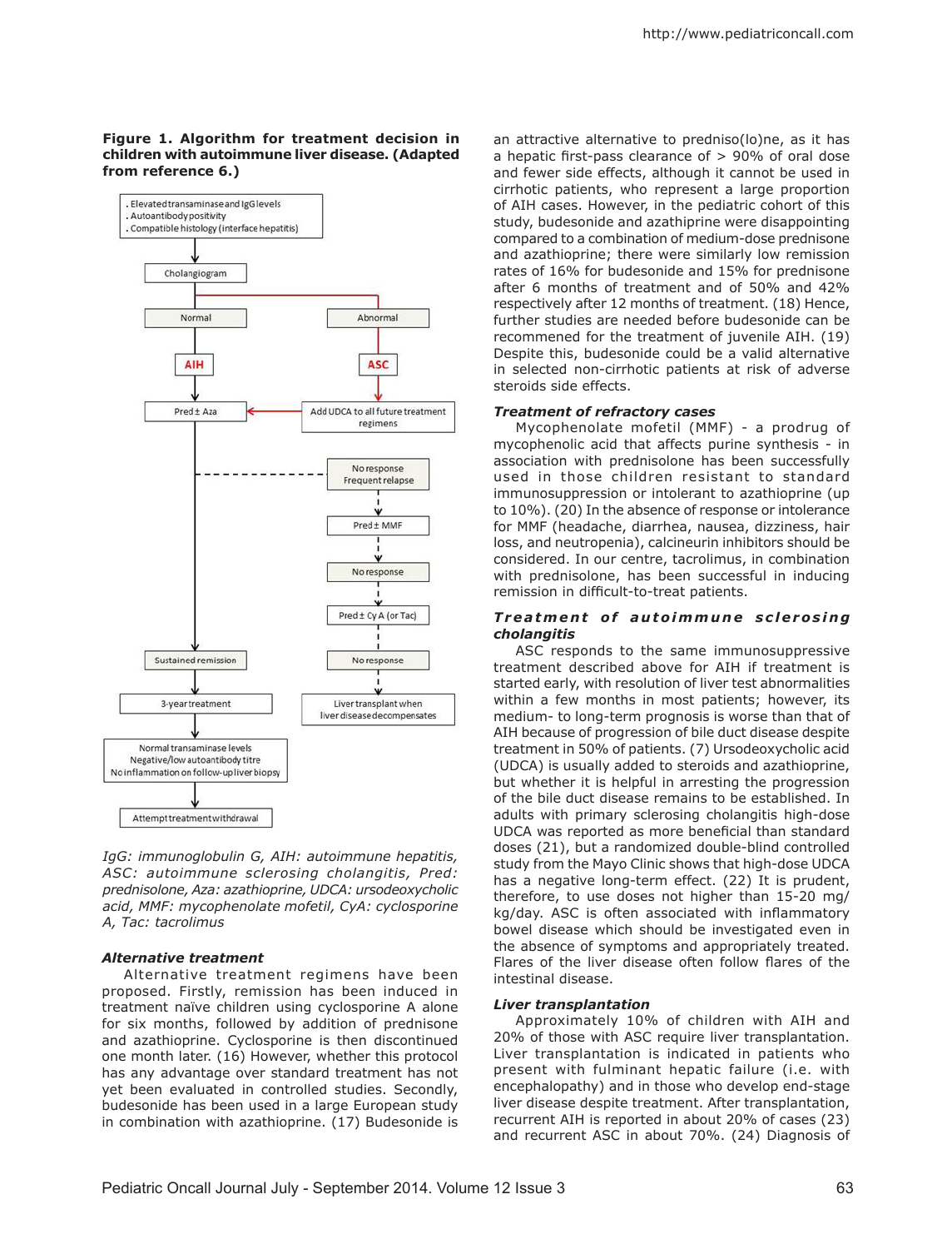**Figure 1. Algorithm for treatment decision in children with autoimmune liver disease. (Adapted from reference 6.)**

- Elevated transaminase and IgG levels
- Autoantibody positivity
- Compatible histology (interface hepatitis)

→ Cholangiogram → Normal → AIH → Pred ± Aza

→ Cholangiogram → Abnormal → ASC → Add UDCA to all future treatment regimens → Pred ± Aza

Pred ± Aza → Sustained remission → 3-year treatment → Normal transaminase levels, Negative/low autoantibody titre, No inflammation on follow-up liver biopsy → Attempt treatment withdrawal

Pred ± Aza → No response / Frequent relapse → Pred ± MMF → No response → Pred ± CyA (or Tac) → No response → Liver transplant when liver disease decompensates

*IgG: immunoglobulin G, AIH: autoimmune hepatitis, ASC: autoimmune sclerosing cholangitis, Pred: prednisolone, Aza: azathioprine, UDCA: ursodeoxycholic acid, MMF: mycophenolate mofetil, CyA: cyclosporine A, Tac: tacrolimus*

### *Alternative treatment*

Alternative treatment regimens have been proposed. Firstly, remission has been induced in treatment naïve children using cyclosporine A alone for six months, followed by addition of prednisone and azathioprine. Cyclosporine is then discontinued one month later. (16) However, whether this protocol has any advantage over standard treatment has not yet been evaluated in controlled studies. Secondly, budesonide has been used in a large European study in combination with azathioprine. (17) Budesonide is an attractive alternative to predniso(lo)ne, as it has a hepatic first-pass clearance of > 90% of oral dose and fewer side effects, although it cannot be used in cirrhotic patients, who represent a large proportion of AIH cases. However, in the pediatric cohort of this study, budesonide and azathiprine were disappointing compared to a combination of medium-dose prednisone and azathioprine; there were similarly low remission rates of 16% for budesonide and 15% for prednisone after 6 months of treatment and of 50% and 42% respectively after 12 months of treatment. (18) Hence, further studies are needed before budesonide can be recommened for the treatment of juvenile AIH. (19) Despite this, budesonide could be a valid alternative in selected non-cirrhotic patients at risk of adverse steroids side effects.

### *Treatment of refractory cases*

Mycophenolate mofetil (MMF) - a prodrug of mycophenolic acid that affects purine synthesis - in association with prednisolone has been successfully used in those children resistant to standard immunosuppression or intolerant to azathioprine (up to 10%). (20) In the absence of response or intolerance for MMF (headache, diarrhea, nausea, dizziness, hair loss, and neutropenia), calcineurin inhibitors should be considered. In our centre, tacrolimus, in combination with prednisolone, has been successful in inducing remission in difficult-to-treat patients.

### *Treatment of autoimmune sclerosing cholangitis*

ASC responds to the same immunosuppressive treatment described above for AIH if treatment is started early, with resolution of liver test abnormalities within a few months in most patients; however, its medium- to long-term prognosis is worse than that of AIH because of progression of bile duct disease despite treatment in 50% of patients. (7) Ursodeoxycholic acid (UDCA) is usually added to steroids and azathioprine, but whether it is helpful in arresting the progression of the bile duct disease remains to be established. In adults with primary sclerosing cholangitis high-dose UDCA was reported as more beneficial than standard doses (21), but a randomized double-blind controlled study from the Mayo Clinic shows that high-dose UDCA has a negative long-term effect. (22) It is prudent, therefore, to use doses not higher than 15-20 mg/kg/day. ASC is often associated with inflammatory bowel disease which should be investigated even in the absence of symptoms and appropriately treated. Flares of the liver disease often follow flares of the intestinal disease.

### *Liver transplantation*

Approximately 10% of children with AIH and 20% of those with ASC require liver transplantation. Liver transplantation is indicated in patients who present with fulminant hepatic failure (i.e. with encephalopathy) and in those who develop end-stage liver disease despite treatment. After transplantation, recurrent AIH is reported in about 20% of cases (23) and recurrent ASC in about 70%. (24) Diagnosis of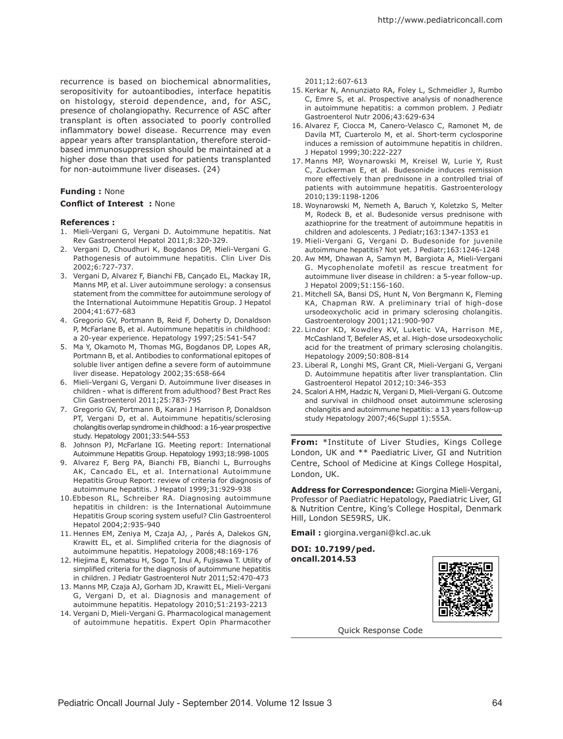recurrence is based on biochemical abnormalities, seropositivity for autoantibodies, interface hepatitis on histology, steroid dependence, and, for ASC, presence of cholangiopathy. Recurrence of ASC after transplant is often associated to poorly controlled inflammatory bowel disease. Recurrence may even appear years after transplantation, therefore steroid-based immunosuppression should be maintained at a higher dose than that used for patients transplanted for non-autoimmune liver diseases. (24)

**Funding :** None

**Conflict of Interest :** None

**References :**

1. Mieli-Vergani G, Vergani D. Autoimmune hepatitis. Nat Rev Gastroenterol Hepatol 2011;8:320-329.
2. Vergani D, Choudhuri K, Bogdanos DP, Mieli-Vergani G. Pathogenesis of autoimmune hepatitis. Clin Liver Dis 2002;6:727-737.
3. Vergani D, Alvarez F, Bianchi FB, Cançado EL, Mackay IR, Manns MP, et al. Liver autoimmune serology: a consensus statement from the committee for autoimmune serology of the International Autoimmune Hepatitis Group. J Hepatol 2004;41:677-683
4. Gregorio GV, Portmann B, Reid F, Doherty D, Donaldson P, McFarlane B, et al. Autoimmune hepatitis in childhood: a 20-year experience. Hepatology 1997;25:541-547
5. Ma Y, Okamoto M, Thomas MG, Bogdanos DP, Lopes AR, Portmann B, et al. Antibodies to conformational epitopes of soluble liver antigen define a severe form of autoimmune liver disease. Hepatology 2002;35:658-664
6. Mieli-Vergani G, Vergani D. Autoimmune liver diseases in children - what is different from adulthood? Best Pract Res Clin Gastroenterol 2011;25:783-795
7. Gregorio GV, Portmann B, Karani J Harrison P, Donaldson PT, Vergani D, et al. Autoimmune hepatitis/sclerosing cholangitis overlap syndrome in childhood: a 16-year prospective study. Hepatology 2001;33:544-553
8. Johnson PJ, McFarlane IG. Meeting report: International Autoimmune Hepatitis Group. Hepatology 1993;18:998-1005
9. Alvarez F, Berg PA, Bianchi FB, Bianchi L, Burroughs AK, Cancado EL, et al. International Autoimmune Hepatitis Group Report: review of criteria for diagnosis of autoimmune hepatitis. J Hepatol 1999;31:929-938
10. Ebbeson RL, Schreiber RA. Diagnosing autoimmune hepatitis in children: is the International Autoimmune Hepatitis Group scoring system useful? Clin Gastroenterol Hepatol 2004;2:935-940
11. Hennes EM, Zeniya M, Czaja AJ, , Parés A, Dalekos GN, Krawitt EL, et al. Simplified criteria for the diagnosis of autoimmune hepatitis. Hepatology 2008;48:169-176
12. Hiejima E, Komatsu H, Sogo T, Inui A, Fujisawa T. Utility of simplified criteria for the diagnosis of autoimmune hepatitis in children. J Pediatr Gastroenterol Nutr 2011;52:470-473
13. Manns MP, Czaja AJ, Gorham JD, Krawitt EL, Mieli-Vergani G, Vergani D, et al. Diagnosis and management of autoimmune hepatitis. Hepatology 2010;51:2193-2213
14. Vergani D, Mieli-Vergani G. Pharmacological management of autoimmune hepatitis. Expert Opin Pharmacother 2011;12:607-613
15. Kerkar N, Annunziato RA, Foley L, Schmeidler J, Rumbo C, Emre S, et al. Prospective analysis of nonadherence in autoimmune hepatitis: a common problem. J Pediatr Gastroenterol Nutr 2006;43:629-634
16. Alvarez F, Ciocca M, Canero-Velasco C, Ramonet M, de Davila MT, Cuarterolo M, et al. Short-term cyclosporine induces a remission of autoimmune hepatitis in children. J Hepatol 1999;30:222-227
17. Manns MP, Woynarowski M, Kreisel W, Lurie Y, Rust C, Zuckerman E, et al. Budesonide induces remission more effectively than prednisone in a controlled trial of patients with autoimmune hepatitis. Gastroenterology 2010;139:1198-1206
18. Woynarowski M, Nemeth A, Baruch Y, Koletzko S, Melter M, Rodeck B, et al. Budesonide versus prednisone with azathioprine for the treatment of autoimmune hepatitis in children and adolescents. J Pediatr;163:1347-1353 e1
19. Mieli-Vergani G, Vergani D. Budesonide for juvenile autoimmune hepatitis? Not yet. J Pediatr;163:1246-1248
20. Aw MM, Dhawan A, Samyn M, Bargiota A, Mieli-Vergani G. Mycophenolate mofetil as rescue treatment for autoimmune liver disease in children: a 5-year follow-up. J Hepatol 2009;51:156-160.
21. Mitchell SA, Bansi DS, Hunt N, Von Bergmann K, Fleming KA, Chapman RW. A preliminary trial of high-dose ursodeoxycholic acid in primary sclerosing cholangitis. Gastroenterology 2001;121:900-907
22. Lindor KD, Kowdley KV, Luketic VA, Harrison ME, McCashland T, Befeler AS, et al. High-dose ursodeoxycholic acid for the treatment of primary sclerosing cholangitis. Hepatology 2009;50:808-814
23. Liberal R, Longhi MS, Grant CR, Mieli-Vergani G, Vergani D. Autoimmune hepatitis after liver transplantation. Clin Gastroenterol Hepatol 2012;10:346-353
24. Scalori A HM, Hadzic N, Vergani D, Mieli-Vergani G. Outcome and survival in childhood onset autoimmune sclerosing cholangitis and autoimmune hepatitis: a 13 years follow-up study Hepatology 2007;46(Suppl 1):555A.

**From:** *Institute of Liver Studies, Kings College London, UK and ** Paediatric Liver, GI and Nutrition Centre, School of Medicine at Kings College Hospital, London, UK.

**Address for Correspondence:** Giorgina Mieli-Vergani, Professor of Paediatric Hepatology, Paediatric Liver, GI & Nutrition Centre, King's College Hospital, Denmark Hill, London SE59RS, UK.

**Email :** giorgina.vergani@kcl.ac.uk

**DOI: 10.7199/ped.oncall.2014.53**

Quick Response Code